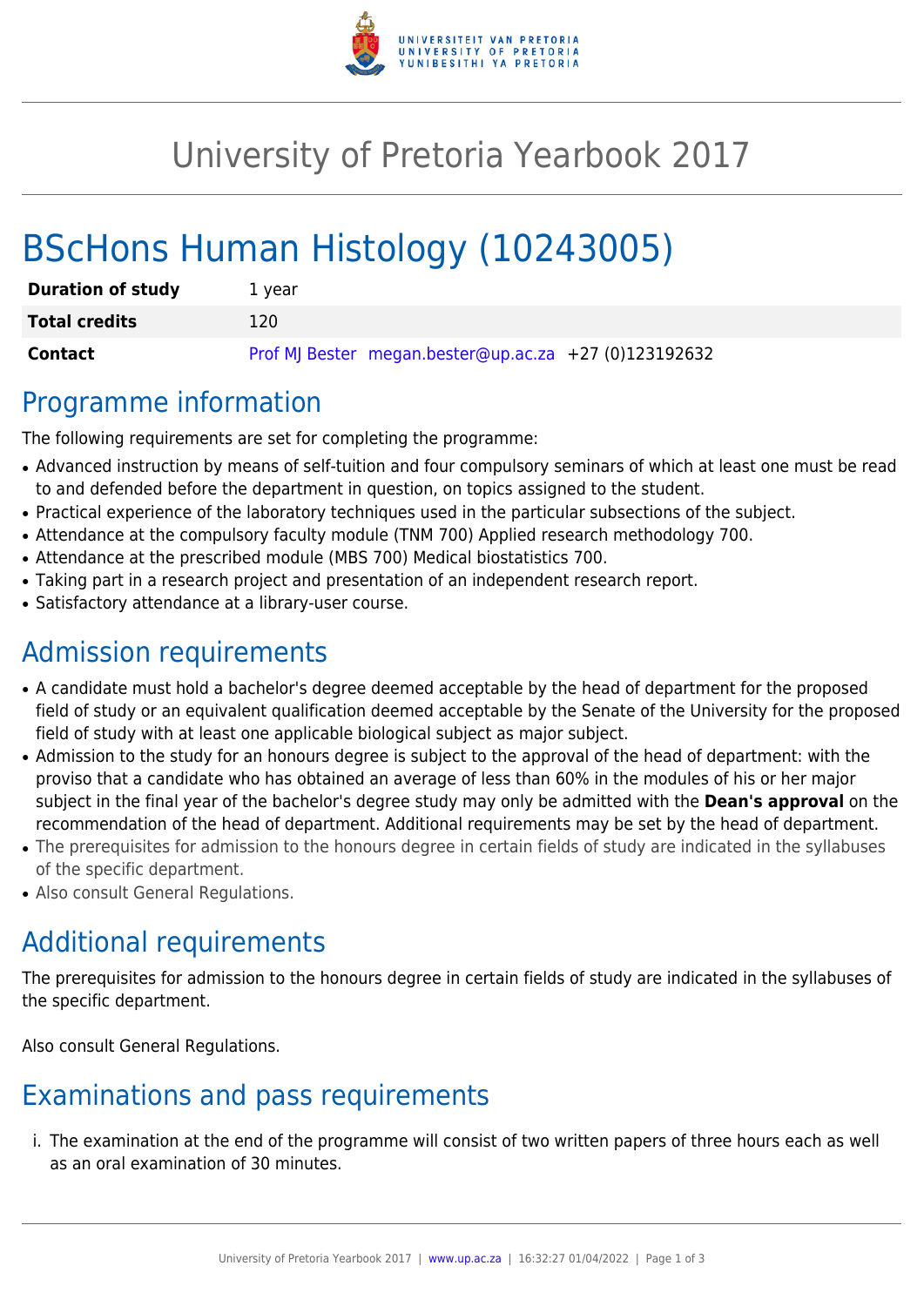# University of Pretoria Yearbook 2017

# BScHons Human Histology (10243005)

| | |
|---|---|
| **Duration of study** | 1 year |
| **Total credits** | 120 |
| **Contact** | Prof MJ Bester megan.bester@up.ac.za +27 (0)123192632 |

## Programme information

The following requirements are set for completing the programme:

- Advanced instruction by means of self-tuition and four compulsory seminars of which at least one must be read to and defended before the department in question, on topics assigned to the student.
- Practical experience of the laboratory techniques used in the particular subsections of the subject.
- Attendance at the compulsory faculty module (TNM 700) Applied research methodology 700.
- Attendance at the prescribed module (MBS 700) Medical biostatistics 700.
- Taking part in a research project and presentation of an independent research report.
- Satisfactory attendance at a library-user course.

## Admission requirements

- A candidate must hold a bachelor's degree deemed acceptable by the head of department for the proposed field of study or an equivalent qualification deemed acceptable by the Senate of the University for the proposed field of study with at least one applicable biological subject as major subject.
- Admission to the study for an honours degree is subject to the approval of the head of department: with the proviso that a candidate who has obtained an average of less than 60% in the modules of his or her major subject in the final year of the bachelor's degree study may only be admitted with the **Dean's approval** on the recommendation of the head of department. Additional requirements may be set by the head of department.
- The prerequisites for admission to the honours degree in certain fields of study are indicated in the syllabuses of the specific department.
- Also consult General Regulations.

## Additional requirements

The prerequisites for admission to the honours degree in certain fields of study are indicated in the syllabuses of the specific department.

Also consult General Regulations.

## Examinations and pass requirements

i. The examination at the end of the programme will consist of two written papers of three hours each as well as an oral examination of 30 minutes.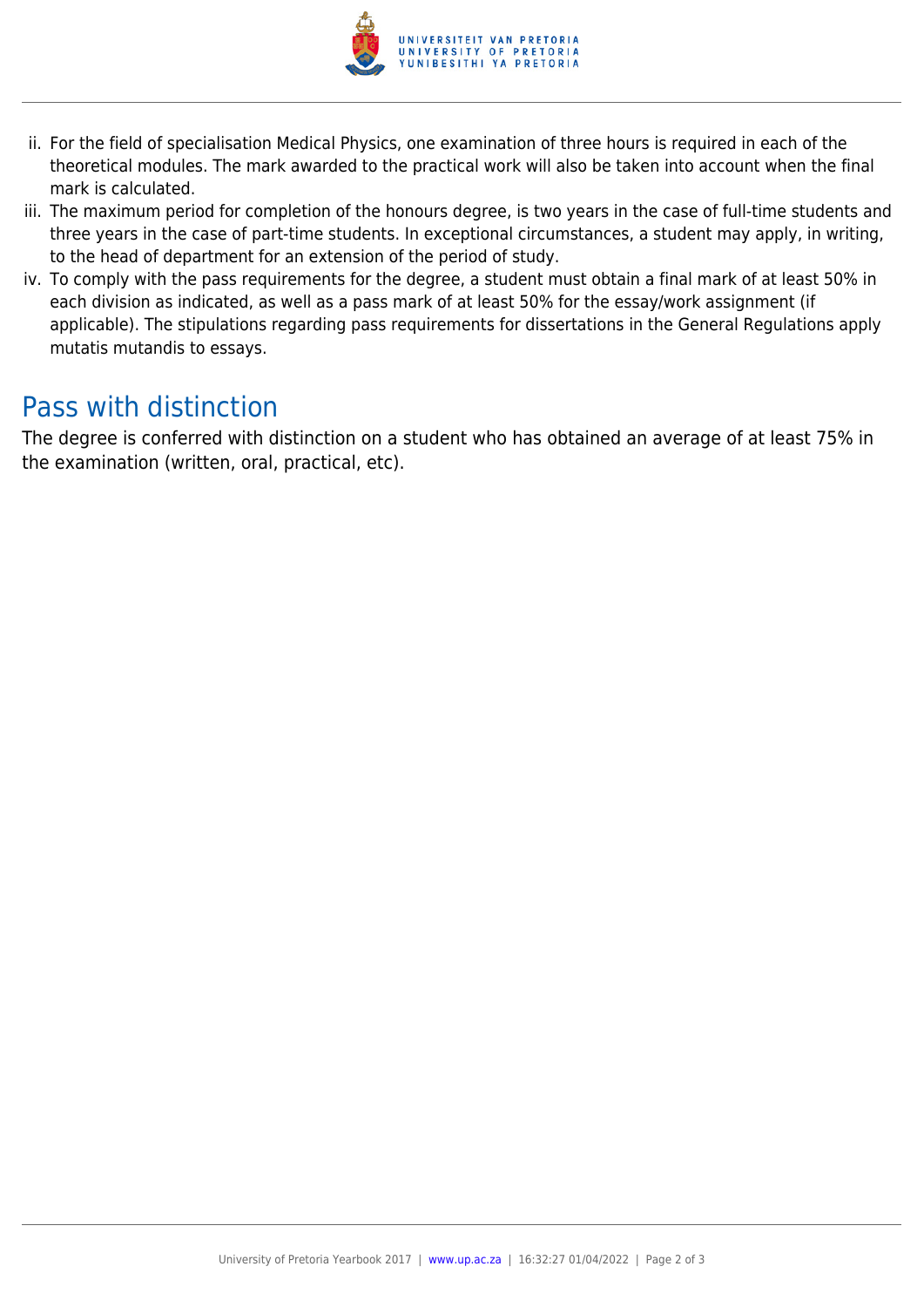ii. For the field of specialisation Medical Physics, one examination of three hours is required in each of the theoretical modules. The mark awarded to the practical work will also be taken into account when the final mark is calculated.
iii. The maximum period for completion of the honours degree, is two years in the case of full-time students and three years in the case of part-time students. In exceptional circumstances, a student may apply, in writing, to the head of department for an extension of the period of study.
iv. To comply with the pass requirements for the degree, a student must obtain a final mark of at least 50% in each division as indicated, as well as a pass mark of at least 50% for the essay/work assignment (if applicable). The stipulations regarding pass requirements for dissertations in the General Regulations apply mutatis mutandis to essays.

## Pass with distinction

The degree is conferred with distinction on a student who has obtained an average of at least 75% in the examination (written, oral, practical, etc).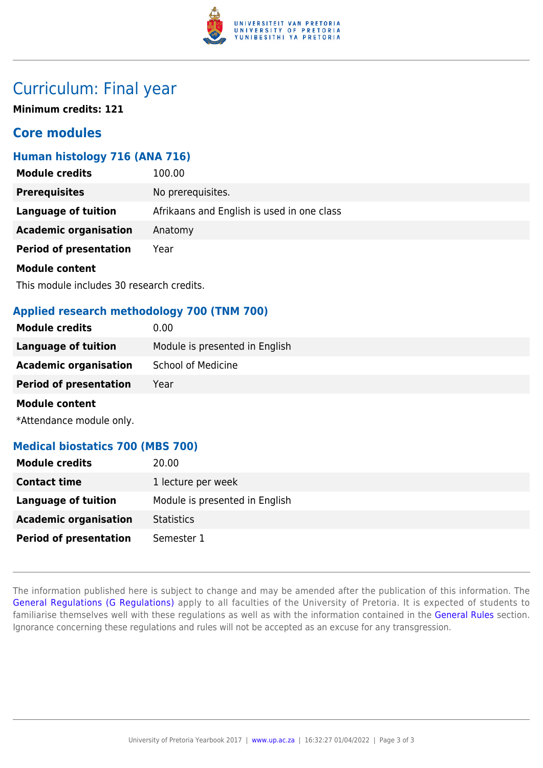# Curriculum: Final year

**Minimum credits: 121**

## Core modules

### Human histology 716 (ANA 716)

| | |
|---|---|
| **Module credits** | 100.00 |
| **Prerequisites** | No prerequisites. |
| **Language of tuition** | Afrikaans and English is used in one class |
| **Academic organisation** | Anatomy |
| **Period of presentation** | Year |

**Module content**

This module includes 30 research credits.

### Applied research methodology 700 (TNM 700)

| | |
|---|---|
| **Module credits** | 0.00 |
| **Language of tuition** | Module is presented in English |
| **Academic organisation** | School of Medicine |
| **Period of presentation** | Year |

**Module content**

*Attendance module only.

### Medical biostatics 700 (MBS 700)

| | |
|---|---|
| **Module credits** | 20.00 |
| **Contact time** | 1 lecture per week |
| **Language of tuition** | Module is presented in English |
| **Academic organisation** | Statistics |
| **Period of presentation** | Semester 1 |

The information published here is subject to change and may be amended after the publication of this information. The General Regulations (G Regulations) apply to all faculties of the University of Pretoria. It is expected of students to familiarise themselves well with these regulations as well as with the information contained in the General Rules section. Ignorance concerning these regulations and rules will not be accepted as an excuse for any transgression.